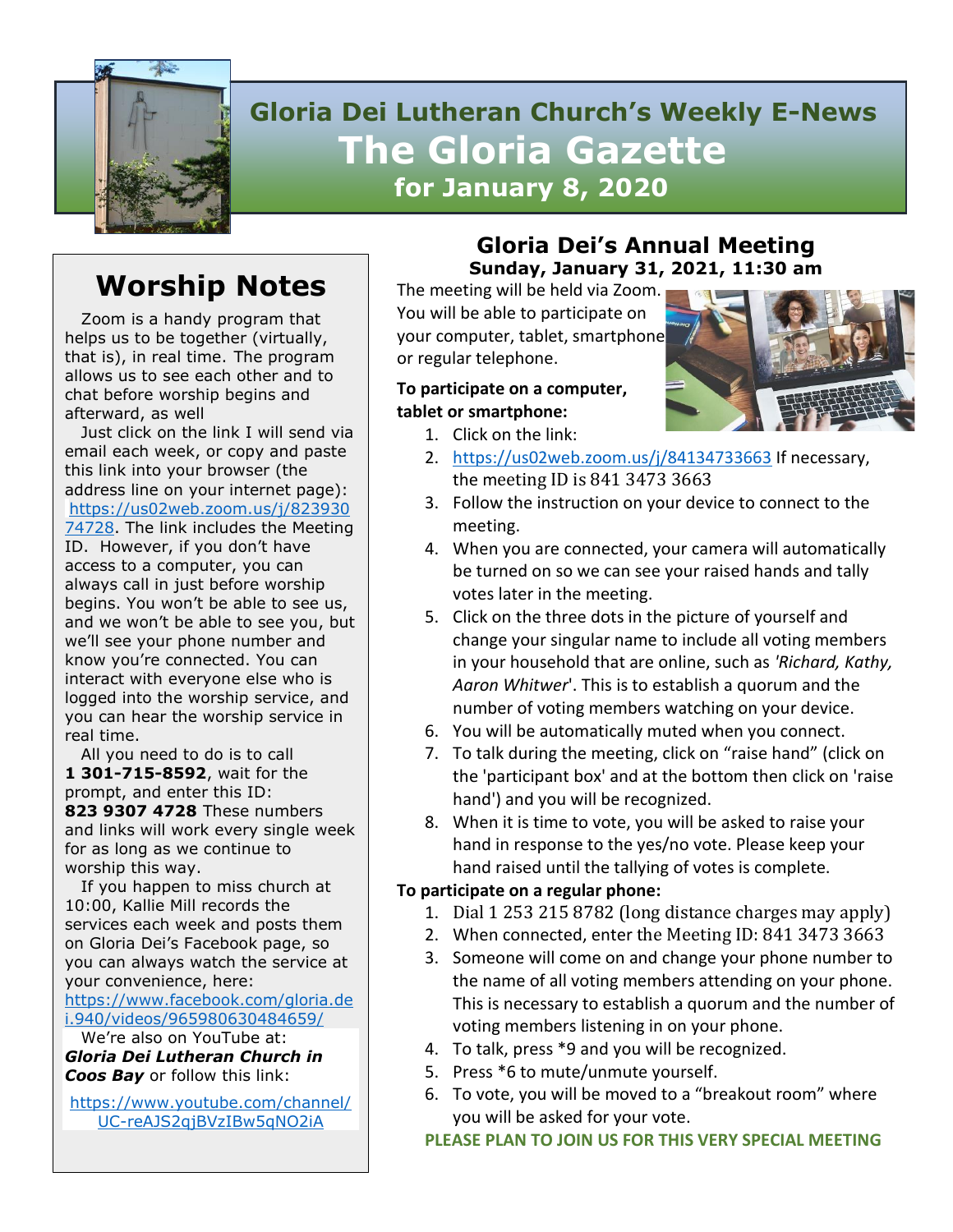# Gloria Dei Lutheran Church's Weekly E-News

# The Gloria Gazette

## for January 8, 2020

## Worship Notes

Zoom is a handy program that helps us to be together (virtually, that is), in real time. The program allows us to see each other and to chat before worship begins and afterward, as well

Just click on the link I will send via email each week, or copy and paste this link into your browser (the address line on your internet page): https://us02web.zoom.us/j/82393074728. The link includes the Meeting ID. However, if you don't have access to a computer, you can always call in just before worship begins. You won't be able to see us, and we won't be able to see you, but we'll see your phone number and know you're connected. You can interact with everyone else who is logged into the worship service, and you can hear the worship service in real time.

All you need to do is to call **1 301-715-8592**, wait for the prompt, and enter this ID: **823 9307 4728** These numbers and links will work every single week for as long as we continue to worship this way.

If you happen to miss church at 10:00, Kallie Mill records the services each week and posts them on Gloria Dei's Facebook page, so you can always watch the service at your convenience, here: https://www.facebook.com/gloria.dei.940/videos/965980630484659/

We're also on YouTube at: ***Gloria Dei Lutheran Church in Coos Bay*** or follow this link:

https://www.youtube.com/channel/UC-reAJS2qjBVzIBw5qNO2iA

## Gloria Dei's Annual Meeting

**Sunday, January 31, 2021, 11:30 am**

The meeting will be held via Zoom. You will be able to participate on your computer, tablet, smartphone or regular telephone.

**To participate on a computer, tablet or smartphone:**

1. Click on the link:
2. https://us02web.zoom.us/j/84134733663 If necessary, the meeting ID is 841 3473 3663
3. Follow the instruction on your device to connect to the meeting.
4. When you are connected, your camera will automatically be turned on so we can see your raised hands and tally votes later in the meeting.
5. Click on the three dots in the picture of yourself and change your singular name to include all voting members in your household that are online, such as *'Richard, Kathy, Aaron Whitwer*'. This is to establish a quorum and the number of voting members watching on your device.
6. You will be automatically muted when you connect.
7. To talk during the meeting, click on "raise hand" (click on the 'participant box' and at the bottom then click on 'raise hand') and you will be recognized.
8. When it is time to vote, you will be asked to raise your hand in response to the yes/no vote. Please keep your hand raised until the tallying of votes is complete.

**To participate on a regular phone:**

1. Dial 1 253 215 8782 (long distance charges may apply)
2. When connected, enter the Meeting ID: 841 3473 3663
3. Someone will come on and change your phone number to the name of all voting members attending on your phone. This is necessary to establish a quorum and the number of voting members listening in on your phone.
4. To talk, press *9 and you will be recognized.
5. Press *6 to mute/unmute yourself.
6. To vote, you will be moved to a "breakout room" where you will be asked for your vote.

**PLEASE PLAN TO JOIN US FOR THIS VERY SPECIAL MEETING**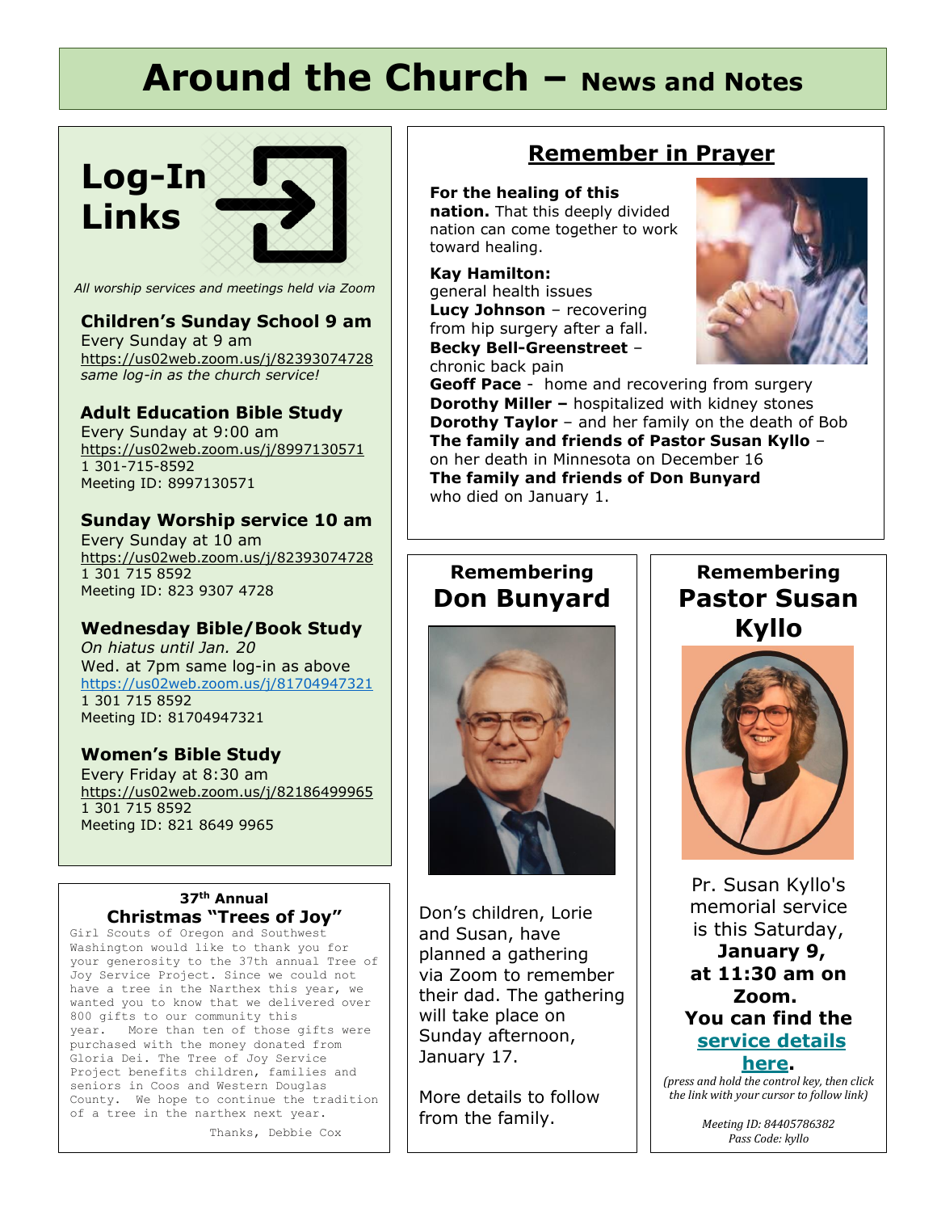# Around the Church – News and Notes

## Log-In Links

*All worship services and meetings held via Zoom*

### Children's Sunday School 9 am

Every Sunday at 9 am
https://us02web.zoom.us/j/82393074728
*same log-in as the church service!*

### Adult Education Bible Study

Every Sunday at 9:00 am
https://us02web.zoom.us/j/8997130571
1 301-715-8592
Meeting ID: 8997130571

### Sunday Worship service 10 am

Every Sunday at 10 am
https://us02web.zoom.us/j/82393074728
1 301 715 8592
Meeting ID: 823 9307 4728

### Wednesday Bible/Book Study

*On hiatus until Jan. 20*
Wed. at 7pm same log-in as above
https://us02web.zoom.us/j/81704947321
1 301 715 8592
Meeting ID: 81704947321

### Women's Bible Study

Every Friday at 8:30 am
https://us02web.zoom.us/j/82186499965
1 301 715 8592
Meeting ID: 821 8649 9965

## 37th Annual Christmas "Trees of Joy"

Girl Scouts of Oregon and Southwest Washington would like to thank you for your generosity to the 37th annual Tree of Joy Service Project. Since we could not have a tree in the Narthex this year, we wanted you to know that we delivered over 800 gifts to our community this year. More than ten of those gifts were purchased with the money donated from Gloria Dei. The Tree of Joy Service Project benefits children, families and seniors in Coos and Western Douglas County. We hope to continue the tradition of a tree in the narthex next year.

Thanks, Debbie Cox

## Remember in Prayer

**For the healing of this nation.** That this deeply divided nation can come together to work toward healing.

**Kay Hamilton:** general health issues
**Lucy Johnson** – recovering from hip surgery after a fall.
**Becky Bell-Greenstreet** – chronic back pain
**Geoff Pace** - home and recovering from surgery
**Dorothy Miller –** hospitalized with kidney stones
**Dorothy Taylor** – and her family on the death of Bob
**The family and friends of Pastor Susan Kyllo** – on her death in Minnesota on December 16
**The family and friends of Don Bunyard** who died on January 1.

## Remembering Don Bunyard

Don's children, Lorie and Susan, have planned a gathering via Zoom to remember their dad. The gathering will take place on Sunday afternoon, January 17.

More details to follow from the family.

## Remembering Pastor Susan Kyllo

Pr. Susan Kyllo's memorial service is this Saturday, **January 9, at 11:30 am on Zoom. You can find the service details here.**

*(press and hold the control key, then click the link with your cursor to follow link)*

*Meeting ID: 84405786382*
*Pass Code: kyllo*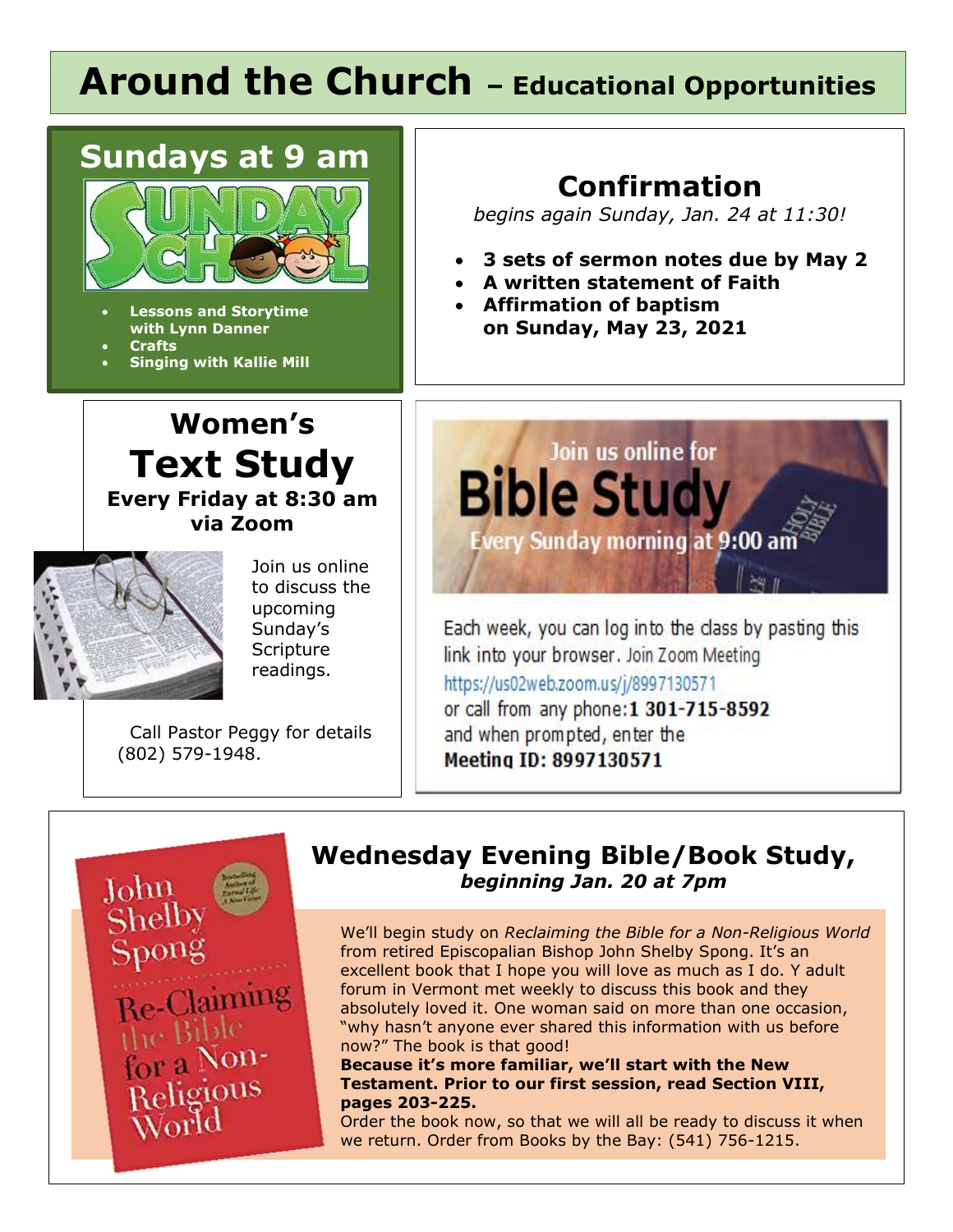# Around the Church – Educational Opportunities

## Sundays at 9 am

SUNDAY SCHOOL

- **Lessons and Storytime with Lynn Danner**
- **Crafts**
- **Singing with Kallie Mill**

## Confirmation

*begins again Sunday, Jan. 24 at 11:30!*

- **3 sets of sermon notes due by May 2**
- **A written statement of Faith**
- **Affirmation of baptism on Sunday, May 23, 2021**

## Women's Text Study

**Every Friday at 8:30 am via Zoom**

Join us online to discuss the upcoming Sunday's Scripture readings.

Call Pastor Peggy for details (802) 579-1948.

## Join us online for Bible Study

Every Sunday morning at 9:00 am

Each week, you can log into the class by pasting this link into your browser. Join Zoom Meeting https://us02web.zoom.us/j/8997130571 or call from any phone: **1 301-715-8592** and when prompted, enter the **Meeting ID: 8997130571**

## Wednesday Evening Bible/Book Study,

***beginning Jan. 20 at 7pm***

We'll begin study on *Reclaiming the Bible for a Non-Religious World* from retired Episcopalian Bishop John Shelby Spong. It's an excellent book that I hope you will love as much as I do. Y adult forum in Vermont met weekly to discuss this book and they absolutely loved it. One woman said on more than one occasion, "why hasn't anyone ever shared this information with us before now?" The book is that good!

**Because it's more familiar, we'll start with the New Testament. Prior to our first session, read Section VIII, pages 203-225.**

Order the book now, so that we will all be ready to discuss it when we return. Order from Books by the Bay: (541) 756-1215.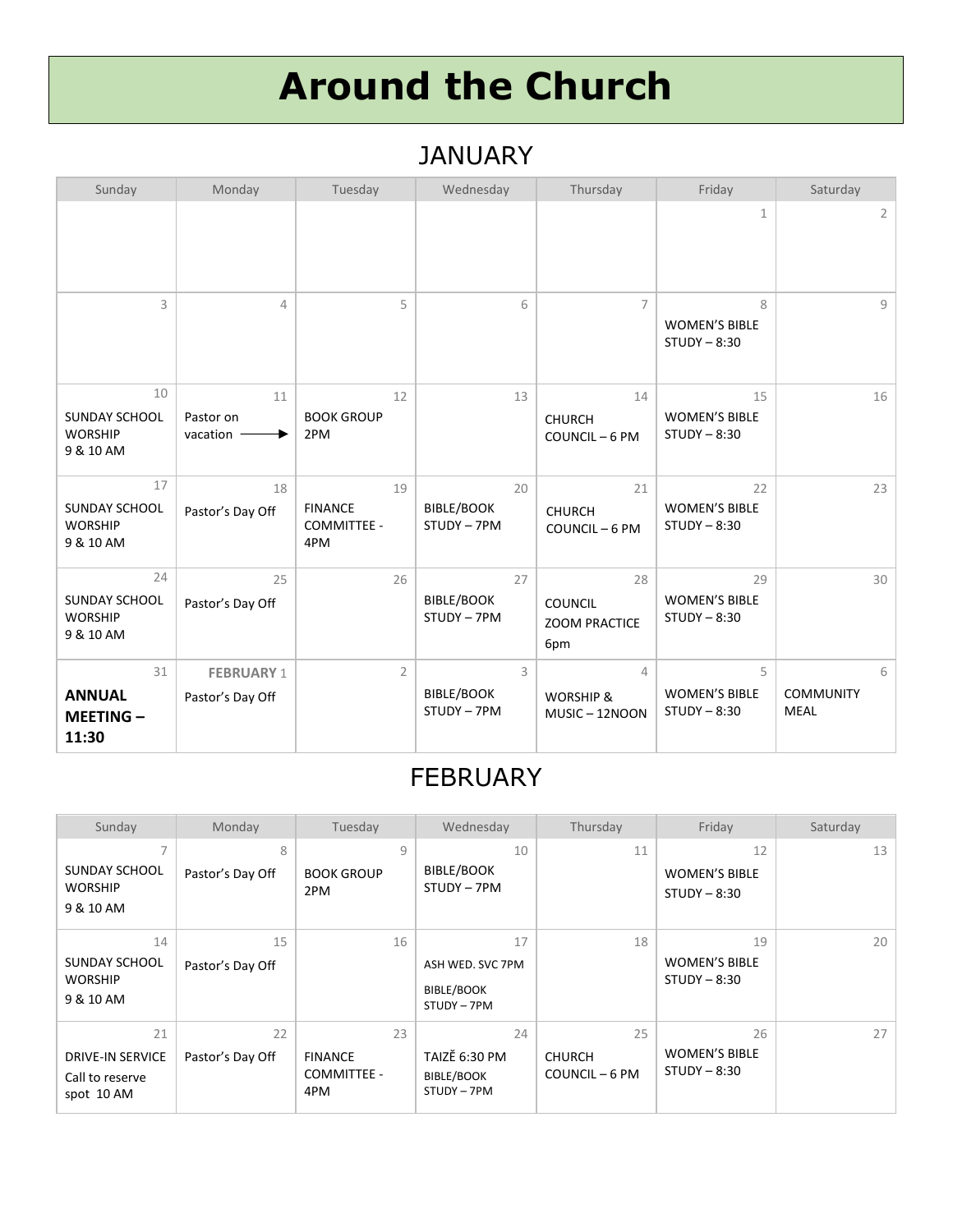# Around the Church

## JANUARY

| Sunday | Monday | Tuesday | Wednesday | Thursday | Friday | Saturday |
|---|---|---|---|---|---|---|
| | | | | | 1 | 2 |
| 3 | 4 | 5 | 6 | 7 | 8 WOMEN'S BIBLE STUDY – 8:30 | 9 |
| 10 SUNDAY SCHOOL WORSHIP 9 & 10 AM | 11 Pastor on vacation → | 12 BOOK GROUP 2PM | 13 | 14 CHURCH COUNCIL – 6 PM | 15 WOMEN'S BIBLE STUDY – 8:30 | 16 |
| 17 SUNDAY SCHOOL WORSHIP 9 & 10 AM | 18 Pastor's Day Off | 19 FINANCE COMMITTEE - 4PM | 20 BIBLE/BOOK STUDY – 7PM | 21 CHURCH COUNCIL – 6 PM | 22 WOMEN'S BIBLE STUDY – 8:30 | 23 |
| 24 SUNDAY SCHOOL WORSHIP 9 & 10 AM | 25 Pastor's Day Off | 26 | 27 BIBLE/BOOK STUDY – 7PM | 28 COUNCIL ZOOM PRACTICE 6pm | 29 WOMEN'S BIBLE STUDY – 8:30 | 30 |
| 31 **ANNUAL MEETING – 11:30** | **FEBRUARY** 1 Pastor's Day Off | 2 | 3 BIBLE/BOOK STUDY – 7PM | 4 WORSHIP & MUSIC – 12NOON | 5 WOMEN'S BIBLE STUDY – 8:30 | 6 COMMUNITY MEAL |

## FEBRUARY

| Sunday | Monday | Tuesday | Wednesday | Thursday | Friday | Saturday |
|---|---|---|---|---|---|---|
| 7 SUNDAY SCHOOL WORSHIP 9 & 10 AM | 8 Pastor's Day Off | 9 BOOK GROUP 2PM | 10 BIBLE/BOOK STUDY – 7PM | 11 | 12 WOMEN'S BIBLE STUDY – 8:30 | 13 |
| 14 SUNDAY SCHOOL WORSHIP 9 & 10 AM | 15 Pastor's Day Off | 16 | 17 ASH WED. SVC 7PM BIBLE/BOOK STUDY – 7PM | 18 | 19 WOMEN'S BIBLE STUDY – 8:30 | 20 |
| 21 DRIVE-IN SERVICE Call to reserve spot 10 AM | 22 Pastor's Day Off | 23 FINANCE COMMITTEE - 4PM | 24 TAIZĚ 6:30 PM BIBLE/BOOK STUDY – 7PM | 25 CHURCH COUNCIL – 6 PM | 26 WOMEN'S BIBLE STUDY – 8:30 | 27 |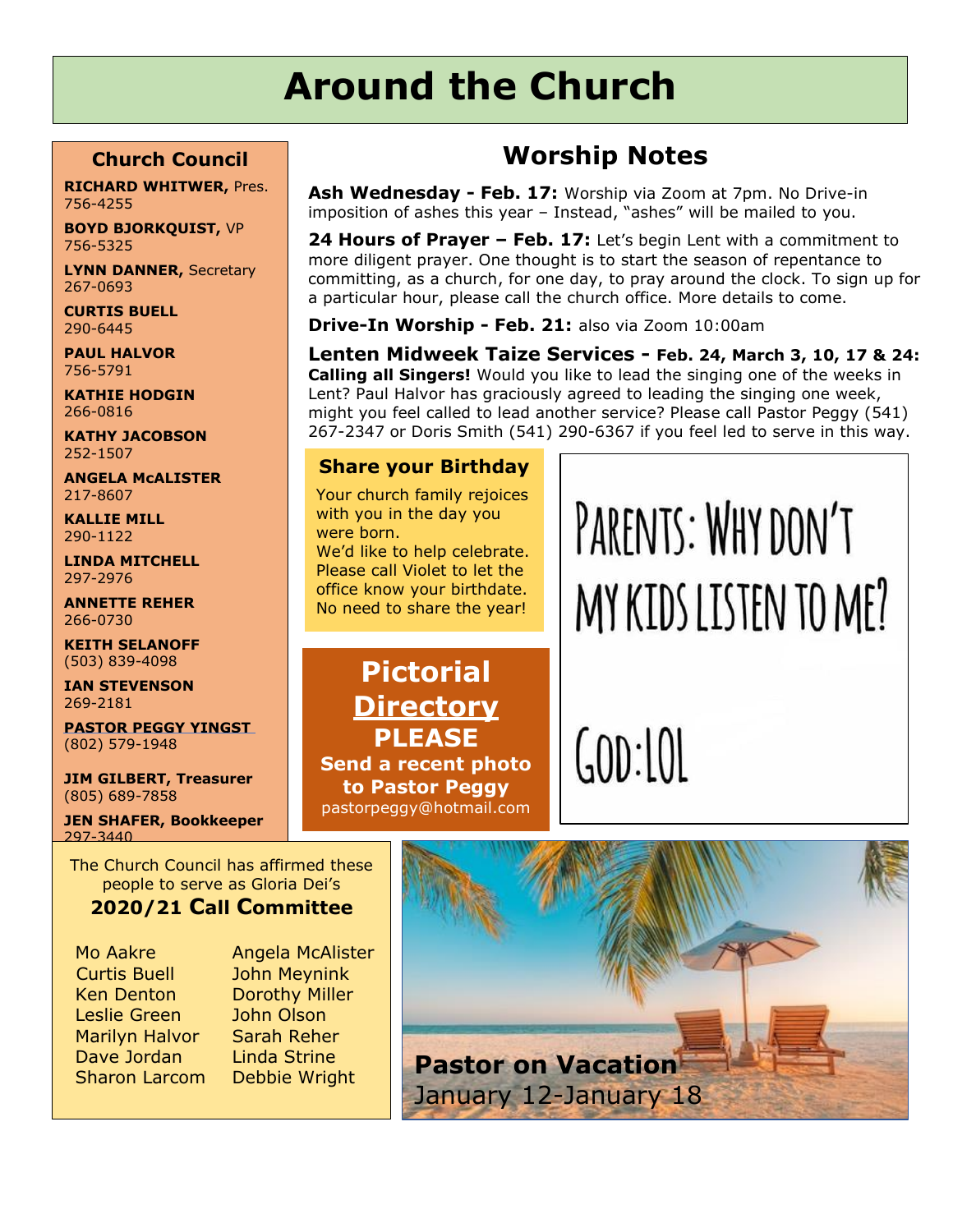# Around the Church

## Church Council

**RICHARD WHITWER,** Pres.
756-4255

**BOYD BJORKQUIST,** VP
756-5325

**LYNN DANNER,** Secretary
267-0693

**CURTIS BUELL**
290-6445

**PAUL HALVOR**
756-5791

**KATHIE HODGIN**
266-0816

**KATHY JACOBSON**
252-1507

**ANGELA McALISTER**
217-8607

**KALLIE MILL**
290-1122

**LINDA MITCHELL**
297-2976

**ANNETTE REHER**
266-0730

**KEITH SELANOFF**
(503) 839-4098

**IAN STEVENSON**
269-2181

**PASTOR PEGGY YINGST**
(802) 579-1948

**JIM GILBERT, Treasurer**
(805) 689-7858

**JEN SHAFER, Bookkeeper**
297-3440

## Worship Notes

**Ash Wednesday - Feb. 17:** Worship via Zoom at 7pm. No Drive-in imposition of ashes this year – Instead, "ashes" will be mailed to you.

**24 Hours of Prayer – Feb. 17:** Let's begin Lent with a commitment to more diligent prayer. One thought is to start the season of repentance to committing, as a church, for one day, to pray around the clock. To sign up for a particular hour, please call the church office. More details to come.

**Drive-In Worship - Feb. 21:** also via Zoom 10:00am

**Lenten Midweek Taize Services - Feb. 24, March 3, 10, 17 & 24:** **Calling all Singers!** Would you like to lead the singing one of the weeks in Lent? Paul Halvor has graciously agreed to leading the singing one week, might you feel called to lead another service? Please call Pastor Peggy (541) 267-2347 or Doris Smith (541) 290-6367 if you feel led to serve in this way.

### Share your Birthday

Your church family rejoices with you in the day you were born.
We'd like to help celebrate. Please call Violet to let the office know your birthdate. No need to share the year!

PARENTS: WHY DON'T MY KIDS LISTEN TO ME?

GOD: LOL

### Pictorial Directory

**PLEASE**
**Send a recent photo to Pastor Peggy**
pastorpeggy@hotmail.com

The Church Council has affirmed these people to serve as Gloria Dei's

### 2020/21 Call Committee

| | |
|---|---|
| Mo Aakre | Angela McAlister |
| Curtis Buell | John Meynink |
| Ken Denton | Dorothy Miller |
| Leslie Green | John Olson |
| Marilyn Halvor | Sarah Reher |
| Dave Jordan | Linda Strine |
| Sharon Larcom | Debbie Wright |

**Pastor on Vacation**
January 12-January 18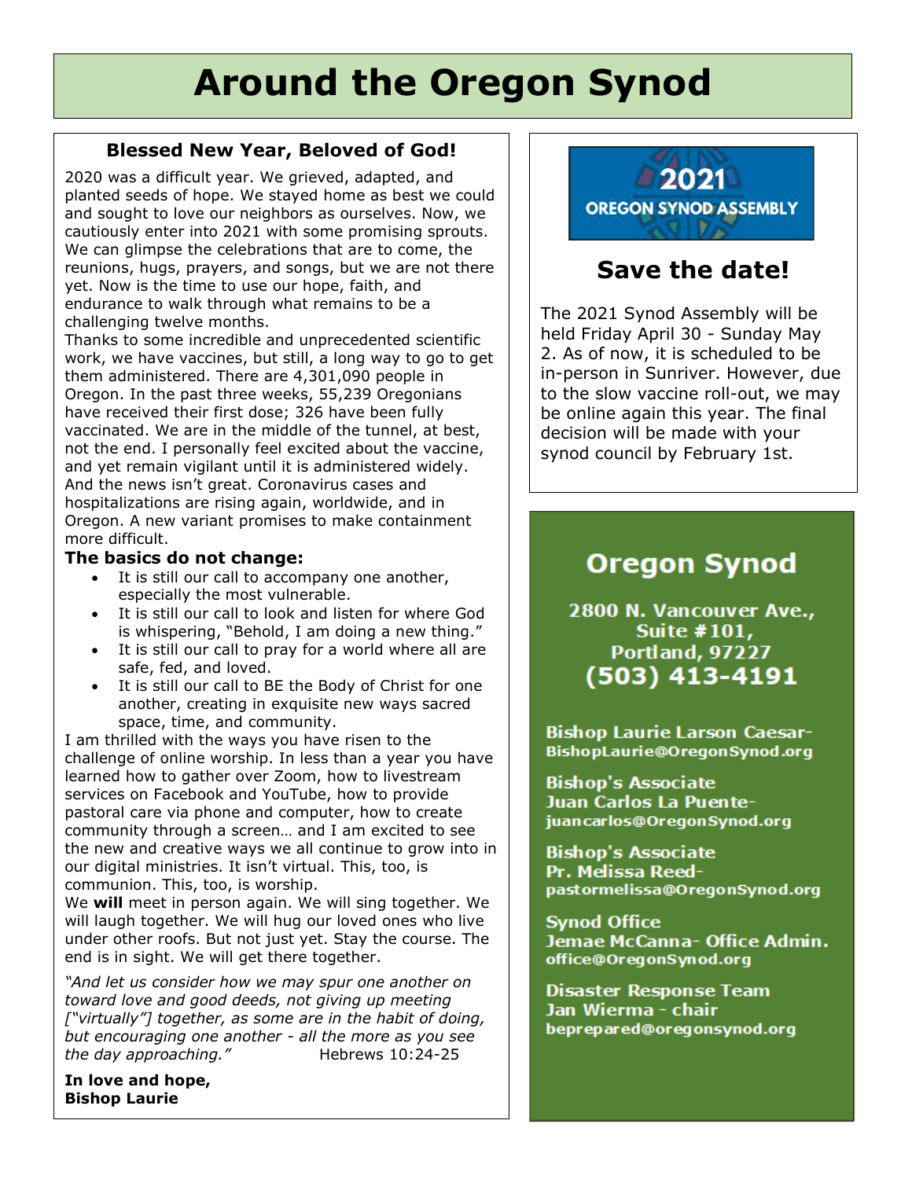# Around the Oregon Synod

## Blessed New Year, Beloved of God!

2020 was a difficult year. We grieved, adapted, and planted seeds of hope. We stayed home as best we could and sought to love our neighbors as ourselves. Now, we cautiously enter into 2021 with some promising sprouts. We can glimpse the celebrations that are to come, the reunions, hugs, prayers, and songs, but we are not there yet. Now is the time to use our hope, faith, and endurance to walk through what remains to be a challenging twelve months.

Thanks to some incredible and unprecedented scientific work, we have vaccines, but still, a long way to go to get them administered. There are 4,301,090 people in Oregon. In the past three weeks, 55,239 Oregonians have received their first dose; 326 have been fully vaccinated. We are in the middle of the tunnel, at best, not the end. I personally feel excited about the vaccine, and yet remain vigilant until it is administered widely. And the news isn't great. Coronavirus cases and hospitalizations are rising again, worldwide, and in Oregon. A new variant promises to make containment more difficult.

**The basics do not change:**

- It is still our call to accompany one another, especially the most vulnerable.
- It is still our call to look and listen for where God is whispering, "Behold, I am doing a new thing."
- It is still our call to pray for a world where all are safe, fed, and loved.
- It is still our call to BE the Body of Christ for one another, creating in exquisite new ways sacred space, time, and community.

I am thrilled with the ways you have risen to the challenge of online worship. In less than a year you have learned how to gather over Zoom, how to livestream services on Facebook and YouTube, how to provide pastoral care via phone and computer, how to create community through a screen… and I am excited to see the new and creative ways we all continue to grow into in our digital ministries. It isn't virtual. This, too, is communion. This, too, is worship.

We **will** meet in person again. We will sing together. We will laugh together. We will hug our loved ones who live under other roofs. But not just yet. Stay the course. The end is in sight. We will get there together.

*"And let us consider how we may spur one another on toward love and good deeds, not giving up meeting ["virtually"] together, as some are in the habit of doing, but encouraging one another - all the more as you see the day approaching."* Hebrews 10:24-25

**In love and hope,**
**Bishop Laurie**

---

**2021 OREGON SYNOD ASSEMBLY**

## Save the date!

The 2021 Synod Assembly will be held Friday April 30 - Sunday May 2. As of now, it is scheduled to be in-person in Sunriver. However, due to the slow vaccine roll-out, we may be online again this year. The final decision will be made with your synod council by February 1st.

---

## Oregon Synod

**2800 N. Vancouver Ave., Suite #101, Portland, 97227**
**(503) 413-4191**

**Bishop Laurie Larson Caesar-**
BishopLaurie@OregonSynod.org

**Bishop's Associate**
**Juan Carlos La Puente-**
juancarlos@OregonSynod.org

**Bishop's Associate**
**Pr. Melissa Reed-**
pastormelissa@OregonSynod.org

**Synod Office**
**Jemae McCanna- Office Admin.**
office@OregonSynod.org

**Disaster Response Team**
**Jan Wierma - chair**
beprepared@oregonsynod.org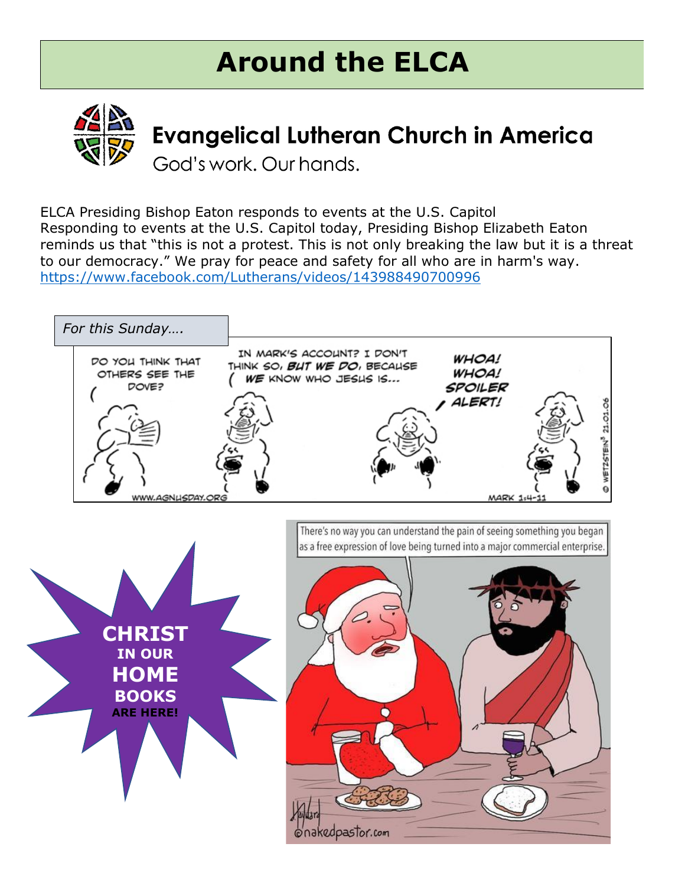# Around the ELCA

**Evangelical Lutheran Church in America**

God's work. Our hands.

ELCA Presiding Bishop Eaton responds to events at the U.S. Capitol
Responding to events at the U.S. Capitol today, Presiding Bishop Elizabeth Eaton reminds us that "this is not a protest. This is not only breaking the law but it is a threat to our democracy." We pray for peace and safety for all who are in harm's way.
https://www.facebook.com/Lutherans/videos/143988490700996

*For this Sunday….*

**CHRIST IN OUR HOME BOOKS ARE HERE!**